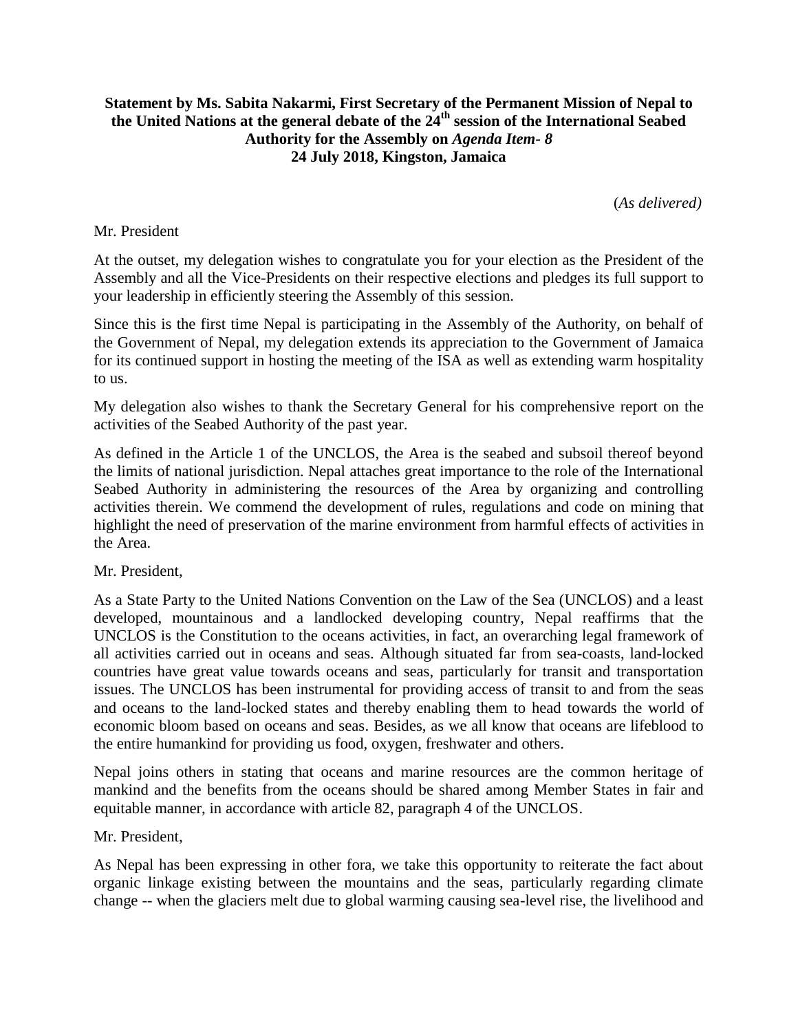**Statement by Ms. Sabita Nakarmi, First Secretary of the Permanent Mission of Nepal to the United Nations at the general debate of the 24th session of the International Seabed Authority for the Assembly on *Agenda Item- 8***
**24 July 2018, Kingston, Jamaica**

(*As delivered)*

Mr. President

At the outset, my delegation wishes to congratulate you for your election as the President of the Assembly and all the Vice-Presidents on their respective elections and pledges its full support to your leadership in efficiently steering the Assembly of this session.

Since this is the first time Nepal is participating in the Assembly of the Authority, on behalf of the Government of Nepal, my delegation extends its appreciation to the Government of Jamaica for its continued support in hosting the meeting of the ISA as well as extending warm hospitality to us.

My delegation also wishes to thank the Secretary General for his comprehensive report on the activities of the Seabed Authority of the past year.

As defined in the Article 1 of the UNCLOS, the Area is the seabed and subsoil thereof beyond the limits of national jurisdiction. Nepal attaches great importance to the role of the International Seabed Authority in administering the resources of the Area by organizing and controlling activities therein. We commend the development of rules, regulations and code on mining that highlight the need of preservation of the marine environment from harmful effects of activities in the Area.

Mr. President,

As a State Party to the United Nations Convention on the Law of the Sea (UNCLOS) and a least developed, mountainous and a landlocked developing country, Nepal reaffirms that the UNCLOS is the Constitution to the oceans activities, in fact, an overarching legal framework of all activities carried out in oceans and seas. Although situated far from sea-coasts, land-locked countries have great value towards oceans and seas, particularly for transit and transportation issues. The UNCLOS has been instrumental for providing access of transit to and from the seas and oceans to the land-locked states and thereby enabling them to head towards the world of economic bloom based on oceans and seas. Besides, as we all know that oceans are lifeblood to the entire humankind for providing us food, oxygen, freshwater and others.

Nepal joins others in stating that oceans and marine resources are the common heritage of mankind and the benefits from the oceans should be shared among Member States in fair and equitable manner, in accordance with article 82, paragraph 4 of the UNCLOS.

Mr. President,

As Nepal has been expressing in other fora, we take this opportunity to reiterate the fact about organic linkage existing between the mountains and the seas, particularly regarding climate change -- when the glaciers melt due to global warming causing sea-level rise, the livelihood and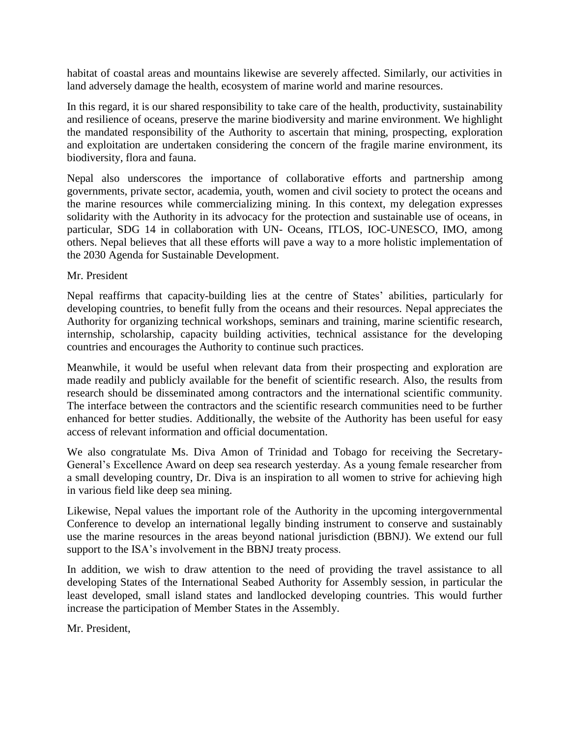habitat of coastal areas and mountains likewise are severely affected. Similarly, our activities in land adversely damage the health, ecosystem of marine world and marine resources.

In this regard, it is our shared responsibility to take care of the health, productivity, sustainability and resilience of oceans, preserve the marine biodiversity and marine environment. We highlight the mandated responsibility of the Authority to ascertain that mining, prospecting, exploration and exploitation are undertaken considering the concern of the fragile marine environment, its biodiversity, flora and fauna.

Nepal also underscores the importance of collaborative efforts and partnership among governments, private sector, academia, youth, women and civil society to protect the oceans and the marine resources while commercializing mining. In this context, my delegation expresses solidarity with the Authority in its advocacy for the protection and sustainable use of oceans, in particular, SDG 14 in collaboration with UN- Oceans, ITLOS, IOC-UNESCO, IMO, among others. Nepal believes that all these efforts will pave a way to a more holistic implementation of the 2030 Agenda for Sustainable Development.

Mr. President

Nepal reaffirms that capacity-building lies at the centre of States' abilities, particularly for developing countries, to benefit fully from the oceans and their resources. Nepal appreciates the Authority for organizing technical workshops, seminars and training, marine scientific research, internship, scholarship, capacity building activities, technical assistance for the developing countries and encourages the Authority to continue such practices.

Meanwhile, it would be useful when relevant data from their prospecting and exploration are made readily and publicly available for the benefit of scientific research. Also, the results from research should be disseminated among contractors and the international scientific community. The interface between the contractors and the scientific research communities need to be further enhanced for better studies. Additionally, the website of the Authority has been useful for easy access of relevant information and official documentation.

We also congratulate Ms. Diva Amon of Trinidad and Tobago for receiving the Secretary-General's Excellence Award on deep sea research yesterday. As a young female researcher from a small developing country, Dr. Diva is an inspiration to all women to strive for achieving high in various field like deep sea mining.

Likewise, Nepal values the important role of the Authority in the upcoming intergovernmental Conference to develop an international legally binding instrument to conserve and sustainably use the marine resources in the areas beyond national jurisdiction (BBNJ). We extend our full support to the ISA's involvement in the BBNJ treaty process.

In addition, we wish to draw attention to the need of providing the travel assistance to all developing States of the International Seabed Authority for Assembly session, in particular the least developed, small island states and landlocked developing countries. This would further increase the participation of Member States in the Assembly.

Mr. President,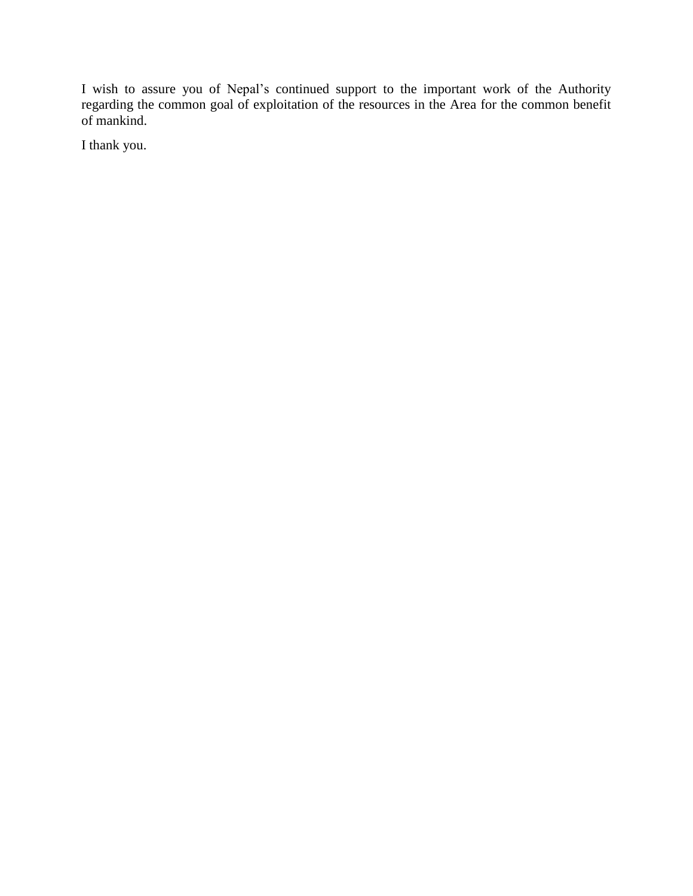I wish to assure you of Nepal's continued support to the important work of the Authority regarding the common goal of exploitation of the resources in the Area for the common benefit of mankind.

I thank you.